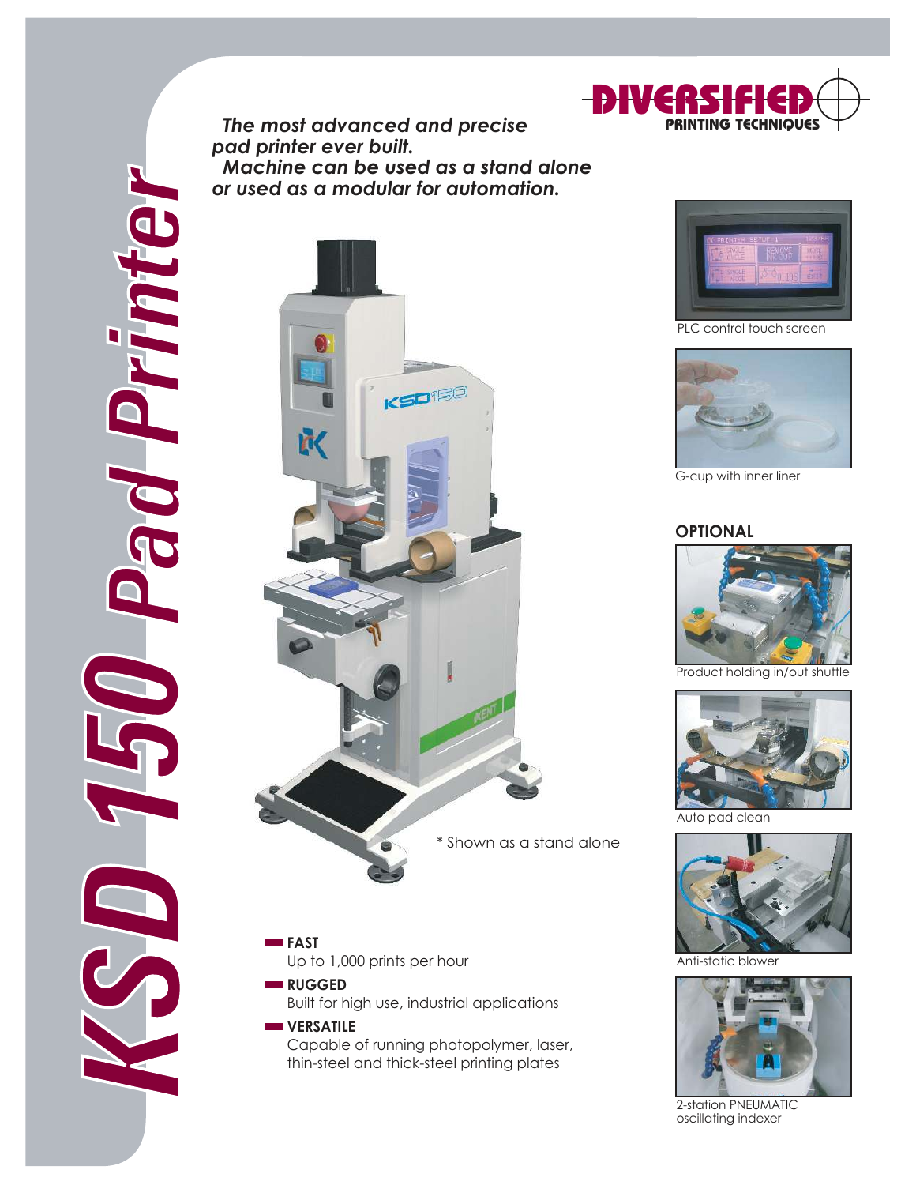# KSD 150 Pad Printer

DIVERSIFIED PRINTING TECHNIQUES

***The most advanced and precise pad printer ever built.***
***Machine can be used as a stand alone or used as a modular for automation.***

\* Shown as a stand alone

PLC control touch screen

G-cup with inner liner

**OPTIONAL**

Product holding in/out shuttle

Auto pad clean

Anti-static blower

2-station PNEUMATIC oscillating indexer

- **FAST**
  Up to 1,000 prints per hour
- **RUGGED**
  Built for high use, industrial applications
- **VERSATILE**
  Capable of running photopolymer, laser, thin-steel and thick-steel printing plates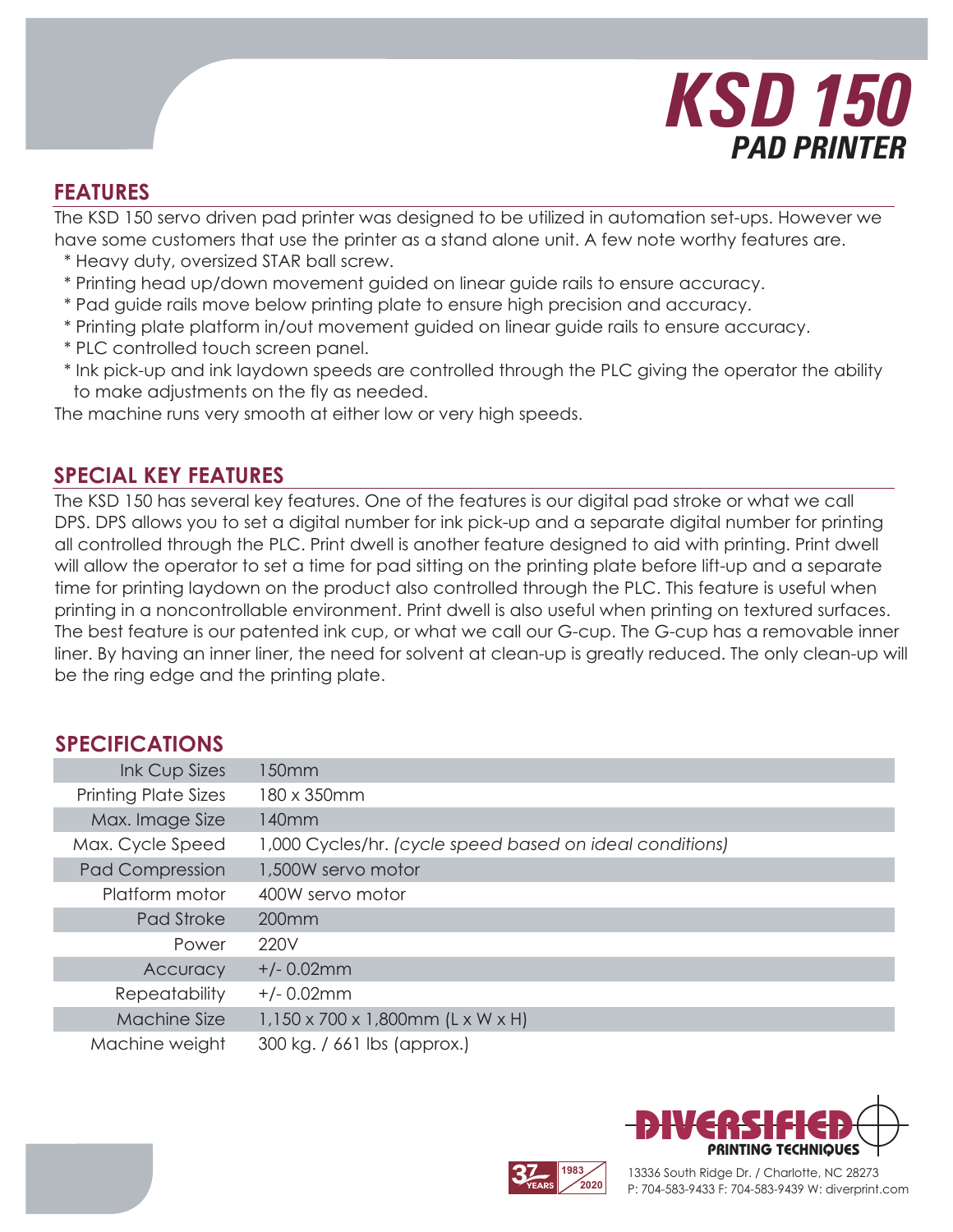# KSD 150

## PAD PRINTER

## FEATURES

The KSD 150 servo driven pad printer was designed to be utilized in automation set-ups. However we have some customers that use the printer as a stand alone unit. A few note worthy features are.

* Heavy duty, oversized STAR ball screw.
* Printing head up/down movement guided on linear guide rails to ensure accuracy.
* Pad guide rails move below printing plate to ensure high precision and accuracy.
* Printing plate platform in/out movement guided on linear guide rails to ensure accuracy.
* PLC controlled touch screen panel.
* Ink pick-up and ink laydown speeds are controlled through the PLC giving the operator the ability to make adjustments on the fly as needed.

The machine runs very smooth at either low or very high speeds.

## SPECIAL KEY FEATURES

The KSD 150 has several key features. One of the features is our digital pad stroke or what we call DPS. DPS allows you to set a digital number for ink pick-up and a separate digital number for printing all controlled through the PLC. Print dwell is another feature designed to aid with printing. Print dwell will allow the operator to set a time for pad sitting on the printing plate before lift-up and a separate time for printing laydown on the product also controlled through the PLC. This feature is useful when printing in a noncontrollable environment. Print dwell is also useful when printing on textured surfaces. The best feature is our patented ink cup, or what we call our G-cup. The G-cup has a removable inner liner. By having an inner liner, the need for solvent at clean-up is greatly reduced. The only clean-up will be the ring edge and the printing plate.

## SPECIFICATIONS

| | |
|---|---|
| Ink Cup Sizes | 150mm |
| Printing Plate Sizes | 180 x 350mm |
| Max. Image Size | 140mm |
| Max. Cycle Speed | 1,000 Cycles/hr. *(cycle speed based on ideal conditions)* |
| Pad Compression | 1,500W servo motor |
| Platform motor | 400W servo motor |
| Pad Stroke | 200mm |
| Power | 220V |
| Accuracy | +/- 0.02mm |
| Repeatability | +/- 0.02mm |
| Machine Size | 1,150 x 700 x 1,800mm (L x W x H) |
| Machine weight | 300 kg. / 661 lbs (approx.) |

DIVERSIFIED PRINTING TECHNIQUES

37 YEARS 1983 2020

13336 South Ridge Dr. / Charlotte, NC 28273
P: 704-583-9433 F: 704-583-9439 W: diverprint.com